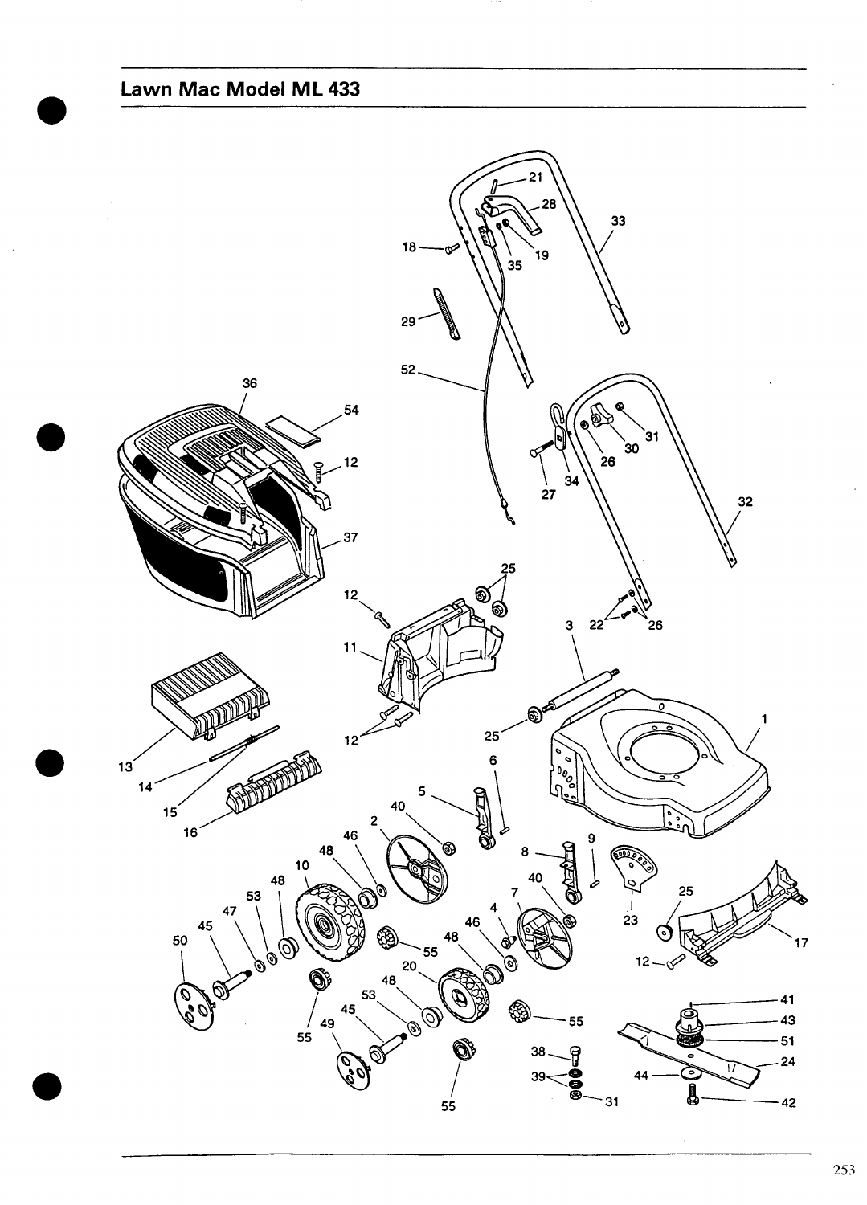# Lawn Mac Model ML 433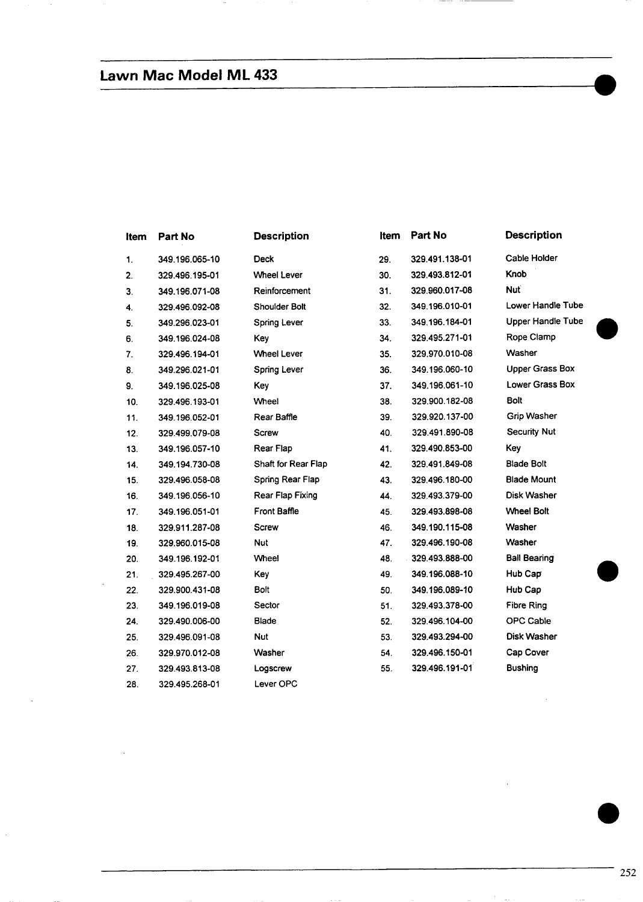## Lawn Mac Model ML 433

| Item | Part No | Description | Item | Part No | Description |
|---|---|---|---|---|---|
| 1. | 349.196.065-10 | Deck | 29. | 329.491.138-01 | Cable Holder |
| 2. | 329.496.195-01 | Wheel Lever | 30. | 329.493.812-01 | Knob |
| 3. | 349.196.071-08 | Reinforcement | 31. | 329.960.017-08 | Nut |
| 4. | 329.496.092-08 | Shoulder Bolt | 32. | 349.196.010-01 | Lower Handle Tube |
| 5. | 349.296.023-01 | Spring Lever | 33. | 349.196.184-01 | Upper Handle Tube |
| 6. | 349.196.024-08 | Key | 34. | 329.495.271-01 | Rope Clamp |
| 7. | 329.496.194-01 | Wheel Lever | 35. | 329.970.010-08 | Washer |
| 8. | 349.296.021-01 | Spring Lever | 36. | 349.196.060-10 | Upper Grass Box |
| 9. | 349.196.025-08 | Key | 37. | 349.196.061-10 | Lower Grass Box |
| 10. | 329.496.193-01 | Wheel | 38. | 329.900.182-08 | Bolt |
| 11. | 349.196.052-01 | Rear Baffle | 39. | 329.920.137-00 | Grip Washer |
| 12. | 329.499.079-08 | Screw | 40. | 329.491.890-08 | Security Nut |
| 13. | 349.196.057-10 | Rear Flap | 41. | 329.490.853-00 | Key |
| 14. | 349.194.730-08 | Shaft for Rear Flap | 42. | 329.491.849-08 | Blade Bolt |
| 15. | 329.496.058-08 | Spring Rear Flap | 43. | 329.496.180-00 | Blade Mount |
| 16. | 349.196.056-10 | Rear Flap Fixing | 44. | 329.493.379-00 | Disk Washer |
| 17. | 349.196.051-01 | Front Baffle | 45. | 329.493.898-08 | Wheel Bolt |
| 18. | 329.911.287-08 | Screw | 46. | 349.190.115-08 | Washer |
| 19. | 329.960.015-08 | Nut | 47. | 329.496.190-08 | Washer |
| 20. | 349.196.192-01 | Wheel | 48. | 329.493.888-00 | Ball Bearing |
| 21. | 329.495.267-00 | Key | 49. | 349.196.088-10 | Hub Cap |
| 22. | 329.900.431-08 | Bolt | 50. | 349.196.089-10 | Hub Cap |
| 23. | 349.196.019-08 | Sector | 51. | 329.493.378-00 | Fibre Ring |
| 24. | 329.490.006-00 | Blade | 52. | 329.496.104-00 | OPC Cable |
| 25. | 329.496.091-08 | Nut | 53. | 329.493.294-00 | Disk Washer |
| 26. | 329.970.012-08 | Washer | 54. | 329.496.150-01 | Cap Cover |
| 27. | 329.493.813-08 | Logscrew | 55. | 329.496.191-01 | Bushing |
| 28. | 329.495.268-01 | Lever OPC | | | |